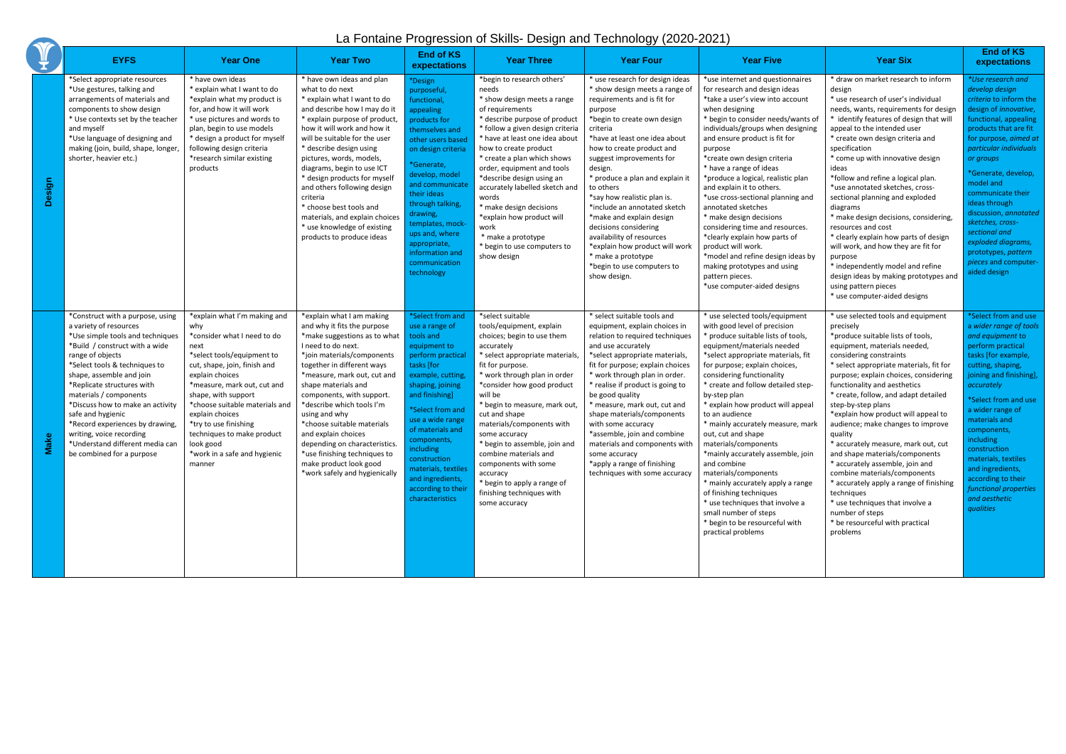# La Fontaine Progression of Skills- Design and Technology (2020-2021)

| | EYFS | Year One | Year Two | End of KS expectations | Year Three | Year Four | Year Five | Year Six | End of KS expectations |
|---|---|---|---|---|---|---|---|---|---|
| **Design** | *Select appropriate resources<br>*Use gestures, talking and arrangements of materials and components to show design<br>* Use contexts set by the teacher and myself<br>*Use language of designing and making (join, build, shape, longer, shorter, heavier etc.) | * have own ideas<br>* explain what I want to do<br>*explain what my product is for, and how it will work<br>* use pictures and words to plan, begin to use models<br>* design a product for myself following design criteria<br>*research similar existing products | * have own ideas and plan what to do next<br>* explain what I want to do and describe how I may do it<br>* explain purpose of product, how it will work and how it will be suitable for the user<br>* describe design using pictures, words, models, diagrams, begin to use ICT<br>* design products for myself and others following design criteria<br>* choose best tools and materials, and explain choices<br>* use knowledge of existing products to produce ideas | *Design purposeful, functional, appealing products for themselves and other users based on design criteria<br>*Generate, develop, model and communicate their ideas through talking, drawing, templates, mock-ups and, where appropriate, information and communication technology | *begin to research others' needs<br>* show design meets a range of requirements<br>* describe purpose of product<br>* follow a given design criteria<br>* have at least one idea about how to create product<br>* create a plan which shows order, equipment and tools<br>*describe design using an accurately labelled sketch and words<br>* make design decisions<br>*explain how product will work<br>* make a prototype<br>* begin to use computers to show design | * use research for design ideas<br>* show design meets a range of requirements and is fit for purpose<br>*begin to create own design criteria<br>*have at least one idea about how to create product and suggest improvements for design.<br>* produce a plan and explain it to others<br>*say how realistic plan is.<br>*include an annotated sketch<br>*make and explain design decisions considering availability of resources<br>*explain how product will work<br>* make a prototype<br>*begin to use computers to show design. | *use internet and questionnaires for research and design ideas<br>*take a user's view into account when designing<br>* begin to consider needs/wants of individuals/groups when designing and ensure product is fit for purpose<br>*create own design criteria<br>* have a range of ideas<br>*produce a logical, realistic plan and explain it to others.<br>*use cross-sectional planning and annotated sketches<br>* make design decisions considering time and resources.<br>*clearly explain how parts of product will work.<br>*model and refine design ideas by making prototypes and using pattern pieces.<br>*use computer-aided designs | * draw on market research to inform design<br>* use research of user's individual needs, wants, requirements for design<br>* identify features of design that will appeal to the intended user<br>* create own design criteria and specification<br>* come up with innovative design ideas<br>*follow and refine a logical plan.<br>*use annotated sketches, cross-sectional planning and exploded diagrams<br>* make design decisions, considering, resources and cost<br>* clearly explain how parts of design will work, and how they are fit for purpose<br>* independently model and refine design ideas by making prototypes and using pattern pieces<br>* use computer-aided designs | *Use research and develop design criteria to inform the design of innovative, functional, appealing products that are fit for purpose, aimed at particular individuals or groups*<br>*Generate, develop, model and communicate their ideas through discussion, *annotated sketches, cross-sectional and exploded diagrams*, prototypes, *pattern pieces* and computer-aided design |
| **Make** | *Construct with a purpose, using a variety of resources<br>*Use simple tools and techniques<br>*Build / construct with a wide range of objects<br>*Select tools & techniques to shape, assemble and join<br>*Replicate structures with materials / components<br>*Discuss how to make an activity safe and hygienic<br>*Record experiences by drawing, writing, voice recording<br>*Understand different media can be combined for a purpose | *explain what I'm making and why<br>*consider what I need to do next<br>*select tools/equipment to cut, shape, join, finish and explain choices<br>*measure, mark out, cut and shape, with support<br>*choose suitable materials and explain choices<br>*try to use finishing techniques to make product look good<br>*work in a safe and hygienic manner | *explain what I am making and why it fits the purpose<br>*make suggestions as to what I need to do next.<br>*join materials/components together in different ways<br>*measure, mark out, cut and shape materials and components, with support.<br>*describe which tools I'm using and why<br>*choose suitable materials and explain choices depending on characteristics.<br>*use finishing techniques to make product look good<br>*work safely and hygienically | *Select from and use a range of tools and equipment to perform practical tasks [for example, cutting, shaping, joining and finishing]<br>*Select from and use a wide range of materials and components, including construction materials, textiles and ingredients, according to their characteristics | *select suitable tools/equipment, explain choices; begin to use them accurately<br>* select appropriate materials, fit for purpose.<br>* work through plan in order<br>*consider how good product will be<br>* begin to measure, mark out, cut and shape materials/components with some accuracy<br>* begin to assemble, join and combine materials and components with some accuracy<br>* begin to apply a range of finishing techniques with some accuracy | * select suitable tools and equipment, explain choices in relation to required techniques and use accurately<br>*select appropriate materials, fit for purpose; explain choices<br>* work through plan in order.<br>* realise if product is going to be good quality<br>* measure, mark out, cut and shape materials/components with some accuracy<br>*assemble, join and combine materials and components with some accuracy<br>*apply a range of finishing techniques with some accuracy | * use selected tools/equipment with good level of precision<br>* produce suitable lists of tools, equipment/materials needed<br>*select appropriate materials, fit for purpose; explain choices, considering functionality<br>* create and follow detailed step-by-step plan<br>* explain how product will appeal to an audience<br>* mainly accurately measure, mark out, cut and shape materials/components<br>*mainly accurately assemble, join and combine materials/components<br>* mainly accurately apply a range of finishing techniques<br>* use techniques that involve a small number of steps<br>* begin to be resourceful with practical problems | * use selected tools and equipment precisely<br>*produce suitable lists of tools, equipment, materials needed, considering constraints<br>* select appropriate materials, fit for purpose; explain choices, considering functionality and aesthetics<br>* create, follow, and adapt detailed step-by-step plans<br>*explain how product will appeal to audience; make changes to improve quality<br>* accurately measure, mark out, cut and shape materials/components<br>* accurately assemble, join and combine materials/components<br>* accurately apply a range of finishing techniques<br>* use techniques that involve a number of steps<br>* be resourceful with practical problems | *Select from and use a *wider range of tools and equipment* to perform practical tasks [for example, cutting, shaping, joining and finishing], *accurately*<br>*Select from and use a wider range of materials and components, including construction materials, textiles and ingredients, according to their *functional properties and aesthetic qualities* |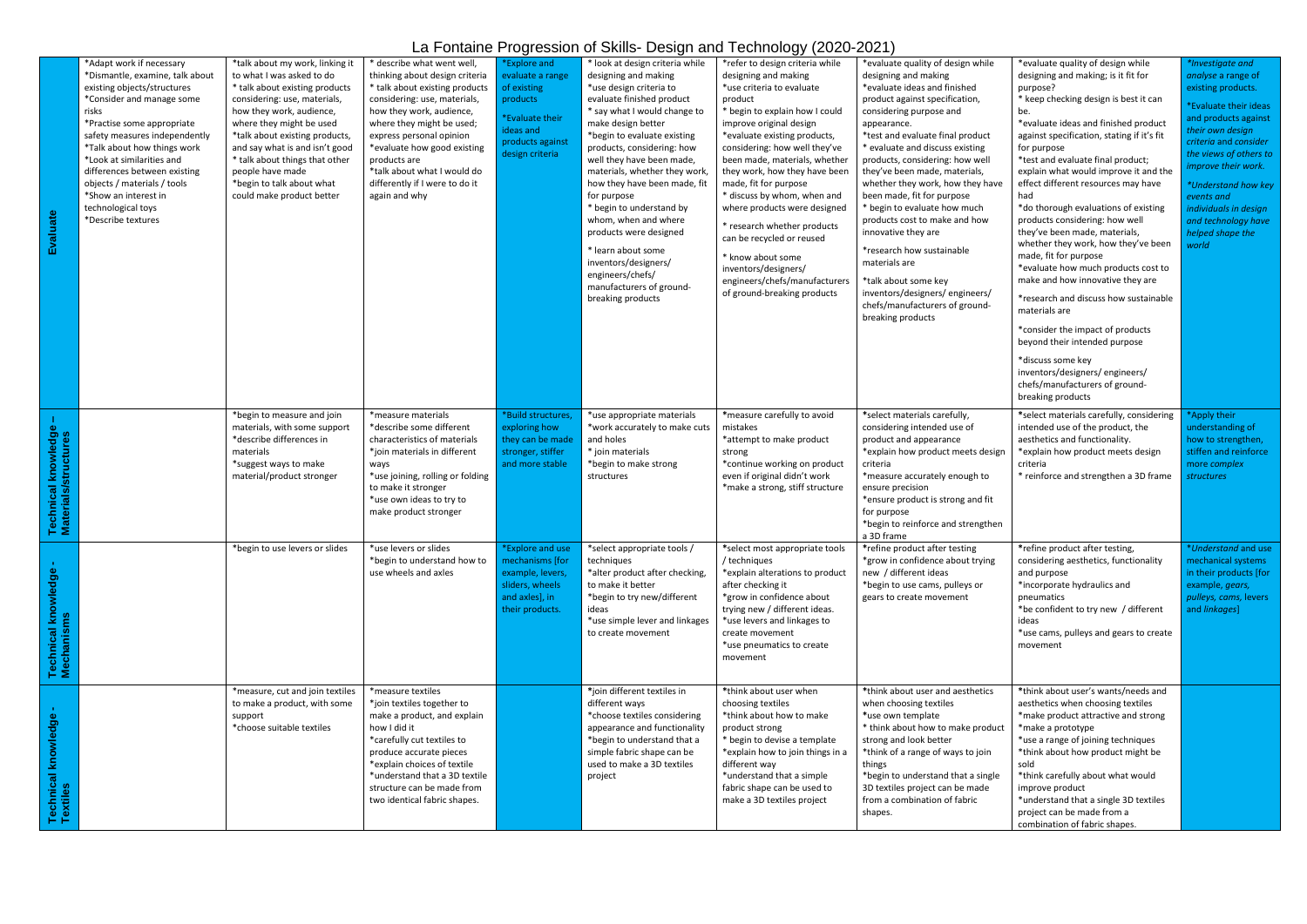# La Fontaine Progression of Skills- Design and Technology (2020-2021)

| | | | | | | | | | |
|---|---|---|---|---|---|---|---|---|---|
| **Evaluate** | *Adapt work if necessary<br>*Dismantle, examine, talk about existing objects/structures<br>*Consider and manage some risks<br>*Practise some appropriate safety measures independently<br>*Talk about how things work<br>*Look at similarities and differences between existing objects / materials / tools<br>*Show an interest in technological toys<br>*Describe textures | *talk about my work, linking it to what I was asked to do<br>* talk about existing products considering: use, materials, how they work, audience, where they might be used<br>*talk about existing products, and say what is and isn't good<br>* talk about things that other people have made<br>*begin to talk about what could make product better | * describe what went well, thinking about design criteria<br>* talk about existing products considering: use, materials, how they work, audience, where they might be used; express personal opinion<br>*evaluate how good existing products are<br>*talk about what I would do differently if I were to do it again and why | *Explore and evaluate a range of existing products<br>*Evaluate their ideas and products against design criteria | * look at design criteria while designing and making<br>*use design criteria to evaluate finished product<br>* say what I would change to make design better<br>*begin to evaluate existing products, considering: how well they have been made, materials, whether they work, how they have been made, fit for purpose<br>* begin to understand by whom, when and where products were designed<br>* learn about some inventors/designers/ engineers/chefs/ manufacturers of ground-breaking products | *refer to design criteria while designing and making<br>*use criteria to evaluate product<br>* begin to explain how I could improve original design<br>*evaluate existing products, considering: how well they've been made, materials, whether they work, how they have been made, fit for purpose<br>* discuss by whom, when and where products were designed<br>* research whether products can be recycled or reused<br>* know about some inventors/designers/ engineers/chefs/manufacturers of ground-breaking products | *evaluate quality of design while designing and making<br>*evaluate ideas and finished product against specification, considering purpose and appearance.<br>*test and evaluate final product<br>* evaluate and discuss existing products, considering: how well they've been made, materials, whether they work, how they have been made, fit for purpose<br>* begin to evaluate how much products cost to make and how innovative they are<br>*research how sustainable materials are<br>*talk about some key inventors/designers/ engineers/ chefs/manufacturers of ground-breaking products | *evaluate quality of design while designing and making; is it fit for purpose?<br>* keep checking design is best it can be.<br>*evaluate ideas and finished product against specification, stating if it's fit for purpose<br>*test and evaluate final product; explain what would improve it and the effect different resources may have had<br>*do thorough evaluations of existing products considering: how well they've been made, materials, whether they work, how they've been made, fit for purpose<br>*evaluate how much products cost to make and how innovative they are<br>*research and discuss how sustainable materials are<br>*consider the impact of products beyond their intended purpose<br>*discuss some key inventors/designers/ engineers/ chefs/manufacturers of ground-breaking products | *Investigate and analyse a range of existing products.*<br>*Evaluate their ideas and products against *their own design criteria* and *consider the views of others to improve their work.*<br>**Understand how key events and individuals in design and technology have helped shape the world** |
| **Technical knowledge – Materials/structures** | | *begin to measure and join materials, with some support<br>*describe differences in materials<br>*suggest ways to make material/product stronger | *measure materials<br>*describe some different characteristics of materials<br>*join materials in different ways<br>*use joining, rolling or folding to make it stronger<br>*use own ideas to try to make product stronger | *Build structures, exploring how they can be made stronger, stiffer and more stable | *use appropriate materials<br>*work accurately to make cuts and holes<br>* join materials<br>*begin to make strong structures | *measure carefully to avoid mistakes<br>*attempt to make product strong<br>*continue working on product even if original didn't work<br>*make a strong, stiff structure | *select materials carefully, considering intended use of product and appearance<br>*explain how product meets design criteria<br>*measure accurately enough to ensure precision<br>*ensure product is strong and fit for purpose<br>*begin to reinforce and strengthen a 3D frame | *select materials carefully, considering intended use of the product, the aesthetics and functionality.<br>*explain how product meets design criteria<br>* reinforce and strengthen a 3D frame | *Apply their understanding of how to strengthen, stiffen and reinforce more *complex structures* |
| **Technical knowledge - Mechanisms** | | *begin to use levers or slides | *use levers or slides<br>*begin to understand how to use wheels and axles | *Explore and use mechanisms [for example, levers, sliders, wheels and axles], in their products. | *select appropriate tools / techniques<br>*alter product after checking, to make it better<br>*begin to try new/different ideas<br>*use simple lever and linkages to create movement | *select most appropriate tools / techniques<br>*explain alterations to product after checking it<br>*grow in confidence about trying new / different ideas.<br>*use levers and linkages to create movement<br>*use pneumatics to create movement | *refine product after testing<br>*grow in confidence about trying new / different ideas<br>*begin to use cams, pulleys or gears to create movement | *refine product after testing, considering aesthetics, functionality and purpose<br>*incorporate hydraulics and pneumatics<br>*be confident to try new / different ideas<br>*use cams, pulleys and gears to create movement | **Understand* and use mechanical systems in their products [for example, *gears, pulleys, cams*, levers and *linkages*] |
| **Technical knowledge - Textiles** | | *measure, cut and join textiles to make a product, with some support<br>*choose suitable textiles | *measure textiles<br>*join textiles together to make a product, and explain how I did it<br>*carefully cut textiles to produce accurate pieces<br>*explain choices of textile<br>*understand that a 3D textile structure can be made from two identical fabric shapes. | | *join different textiles in different ways<br>*choose textiles considering appearance and functionality<br>*begin to understand that a simple fabric shape can be used to make a 3D textiles project | *think about user when choosing textiles<br>*think about how to make product strong<br>* begin to devise a template<br>*explain how to join things in a different way<br>*understand that a simple fabric shape can be used to make a 3D textiles project | *think about user and aesthetics when choosing textiles<br>*use own template<br>* think about how to make product strong and look better<br>*think of a range of ways to join things<br>*begin to understand that a single 3D textiles project can be made from a combination of fabric shapes. | *think about user's wants/needs and aesthetics when choosing textiles<br>*make product attractive and strong<br>*make a prototype<br>*use a range of joining techniques<br>*think about how product might be sold<br>*think carefully about what would improve product<br>*understand that a single 3D textiles project can be made from a combination of fabric shapes. | |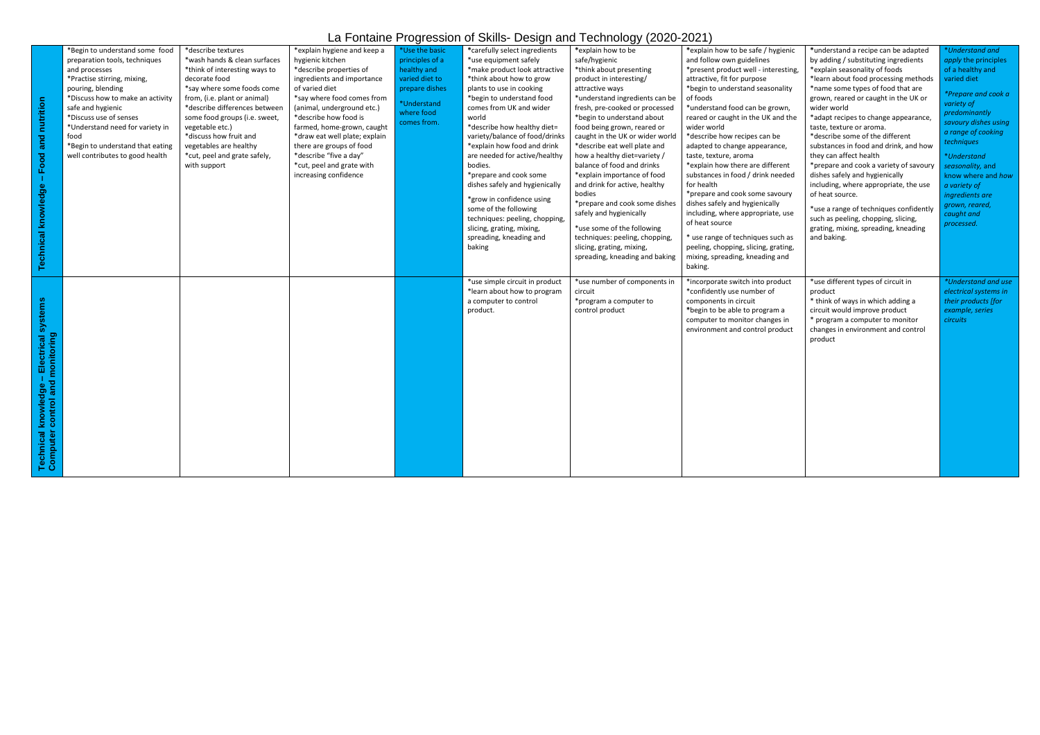# La Fontaine Progression of Skills- Design and Technology (2020-2021)

| | | | | | | | | | |
|---|---|---|---|---|---|---|---|---|---|
| **Technical knowledge – Food and nutrition** | *Begin to understand some food preparation tools, techniques and processes<br>*Practise stirring, mixing, pouring, blending<br>*Discuss how to make an activity safe and hygienic<br>*Discuss use of senses<br>*Understand need for variety in food<br>*Begin to understand that eating well contributes to good health | *describe textures<br>*wash hands & clean surfaces<br>*think of interesting ways to decorate food<br>*say where some foods come from, (i.e. plant or animal)<br>*describe differences between some food groups (i.e. sweet, vegetable etc.)<br>*discuss how fruit and vegetables are healthy<br>*cut, peel and grate safely, with support | *explain hygiene and keep a hygienic kitchen<br>*describe properties of ingredients and importance of varied diet<br>*say where food comes from (animal, underground etc.)<br>*describe how food is farmed, home-grown, caught<br>*draw eat well plate; explain there are groups of food<br>*describe "five a day"<br>*cut, peel and grate with increasing confidence | *Use the basic principles of a healthy and varied diet to prepare dishes<br>*Understand where food comes from. | *carefully select ingredients<br>*use equipment safely<br>*make product look attractive<br>*think about how to grow plants to use in cooking<br>*begin to understand food comes from UK and wider world<br>*describe how healthy diet= variety/balance of food/drinks<br>*explain how food and drink are needed for active/healthy bodies.<br>*prepare and cook some dishes safely and hygienically<br>*grow in confidence using some of the following techniques: peeling, chopping, slicing, grating, mixing, spreading, kneading and baking | *explain how to be safe/hygienic<br>*think about presenting product in interesting/ attractive ways<br>*understand ingredients can be fresh, pre-cooked or processed<br>*begin to understand about food being grown, reared or caught in the UK or wider world<br>*describe eat well plate and how a healthy diet=variety / balance of food and drinks<br>*explain importance of food and drink for active, healthy bodies<br>*prepare and cook some dishes safely and hygienically<br>*use some of the following techniques: peeling, chopping, slicing, grating, mixing, spreading, kneading and baking | *explain how to be safe / hygienic and follow own guidelines<br>*present product well - interesting, attractive, fit for purpose<br>*begin to understand seasonality of foods<br>*understand food can be grown, reared or caught in the UK and the wider world<br>*describe how recipes can be adapted to change appearance, taste, texture, aroma<br>*explain how there are different substances in food / drink needed for health<br>*prepare and cook some savoury dishes safely and hygienically including, where appropriate, use of heat source<br>* use range of techniques such as peeling, chopping, slicing, grating, mixing, spreading, kneading and baking. | *understand a recipe can be adapted by adding / substituting ingredients<br>*explain seasonality of foods<br>*learn about food processing methods<br>*name some types of food that are grown, reared or caught in the UK or wider world<br>*adapt recipes to change appearance, taste, texture or aroma.<br>*describe some of the different substances in food and drink, and how they can affect health<br>*prepare and cook a variety of savoury dishes safely and hygienically including, where appropriate, the use of heat source.<br>*use a range of techniques confidently such as peeling, chopping, slicing, grating, mixing, spreading, kneading and baking. | *Understand and apply the principles of a healthy and varied diet*<br>*\*Prepare and cook a variety of predominantly savoury dishes using a range of cooking techniques*<br>*\*Understand seasonality, and know where and how a variety of ingredients are grown, reared, caught and processed.* |
| **Technical knowledge – Electrical systems Computer control and monitoring** | | | | | *use simple circuit in product<br>*learn about how to program a computer to control product. | *use number of components in circuit<br>*program a computer to control product | *incorporate switch into product<br>*confidently use number of components in circuit<br>*begin to be able to program a computer to monitor changes in environment and control product | *use different types of circuit in product<br>* think of ways in which adding a circuit would improve product<br>* program a computer to monitor changes in environment and control product | *Understand and use electrical systems in their products [for example, series circuits* |